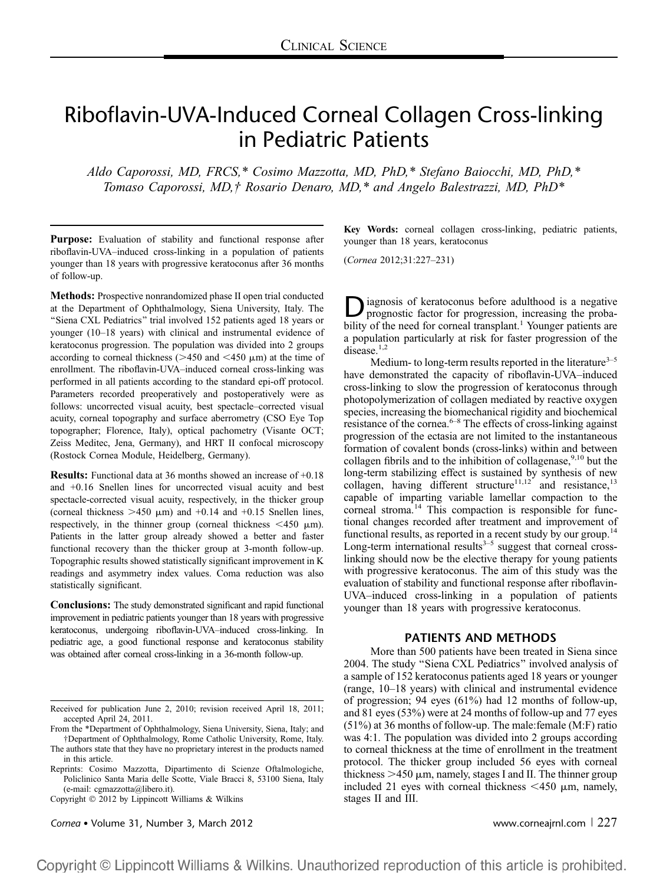CLINICAL SCIENCE

# Riboflavin-UVA-Induced Corneal Collagen Cross-linking in Pediatric Patients

*Aldo Caporossi, MD, FRCS,\* Cosimo Mazzotta, MD, PhD,\* Stefano Baiocchi, MD, PhD,\* Tomaso Caporossi, MD,† Rosario Denaro, MD,\* and Angelo Balestrazzi, MD, PhD\**

**Purpose:** Evaluation of stability and functional response after riboflavin-UVA–induced cross-linking in a population of patients younger than 18 years with progressive keratoconus after 36 months of follow-up.

**Methods:** Prospective nonrandomized phase II open trial conducted at the Department of Ophthalmology, Siena University, Italy. The "Siena CXL Pediatrics" trial involved 152 patients aged 18 years or younger (10–18 years) with clinical and instrumental evidence of keratoconus progression. The population was divided into 2 groups according to corneal thickness (>450 and <450 μm) at the time of enrollment. The riboflavin-UVA–induced corneal cross-linking was performed in all patients according to the standard epi-off protocol. Parameters recorded preoperatively and postoperatively were as follows: uncorrected visual acuity, best spectacle–corrected visual acuity, corneal topography and surface aberrometry (CSO Eye Top topographer; Florence, Italy), optical pachometry (Visante OCT; Zeiss Meditec, Jena, Germany), and HRT II confocal microscopy (Rostock Cornea Module, Heidelberg, Germany).

**Results:** Functional data at 36 months showed an increase of +0.18 and +0.16 Snellen lines for uncorrected visual acuity and best spectacle-corrected visual acuity, respectively, in the thicker group (corneal thickness >450 μm) and +0.14 and +0.15 Snellen lines, respectively, in the thinner group (corneal thickness <450 μm). Patients in the latter group already showed a better and faster functional recovery than the thicker group at 3-month follow-up. Topographic results showed statistically significant improvement in K readings and asymmetry index values. Coma reduction was also statistically significant.

**Conclusions:** The study demonstrated significant and rapid functional improvement in pediatric patients younger than 18 years with progressive keratoconus, undergoing riboflavin-UVA–induced cross-linking. In pediatric age, a good functional response and keratoconus stability was obtained after corneal cross-linking in a 36-month follow-up.

**Key Words:** corneal collagen cross-linking, pediatric patients, younger than 18 years, keratoconus

(*Cornea* 2012;31:227–231)

Received for publication June 2, 2010; revision received April 18, 2011; accepted April 24, 2011.

From the \*Department of Ophthalmology, Siena University, Siena, Italy; and †Department of Ophthalmology, Rome Catholic University, Rome, Italy.

The authors state that they have no proprietary interest in the products named in this article.

Reprints: Cosimo Mazzotta, Dipartimento di Scienze Oftalmologiche, Policlinico Santa Maria delle Scotte, Viale Bracci 8, 53100 Siena, Italy (e-mail: cgmazzotta@libero.it).

Copyright © 2012 by Lippincott Williams & Wilkins

Diagnosis of keratoconus before adulthood is a negative prognostic factor for progression, increasing the probability of the need for corneal transplant.[1] Younger patients are a population particularly at risk for faster progression of the disease.[1,2]

Medium- to long-term results reported in the literature[3–5] have demonstrated the capacity of riboflavin-UVA–induced cross-linking to slow the progression of keratoconus through photopolymerization of collagen mediated by reactive oxygen species, increasing the biomechanical rigidity and biochemical resistance of the cornea.[6–8] The effects of cross-linking against progression of the ectasia are not limited to the instantaneous formation of covalent bonds (cross-links) within and between collagen fibrils and to the inhibition of collagenase,[9,10] but the long-term stabilizing effect is sustained by synthesis of new collagen, having different structure[11,12] and resistance,[13] capable of imparting variable lamellar compaction to the corneal stroma.[14] This compaction is responsible for functional changes recorded after treatment and improvement of functional results, as reported in a recent study by our group.[14] Long-term international results[3–5] suggest that corneal cross-linking should now be the elective therapy for young patients with progressive keratoconus. The aim of this study was the evaluation of stability and functional response after riboflavin-UVA–induced cross-linking in a population of patients younger than 18 years with progressive keratoconus.

## PATIENTS AND METHODS

More than 500 patients have been treated in Siena since 2004. The study "Siena CXL Pediatrics" involved analysis of a sample of 152 keratoconus patients aged 18 years or younger (range, 10–18 years) with clinical and instrumental evidence of progression; 94 eyes (61%) had 12 months of follow-up, and 81 eyes (53%) were at 24 months of follow-up and 77 eyes (51%) at 36 months of follow-up. The male:female (M:F) ratio was 4:1. The population was divided into 2 groups according to corneal thickness at the time of enrollment in the treatment protocol. The thicker group included 56 eyes with corneal thickness >450 μm, namely, stages I and II. The thinner group included 21 eyes with corneal thickness <450 μm, namely, stages II and III.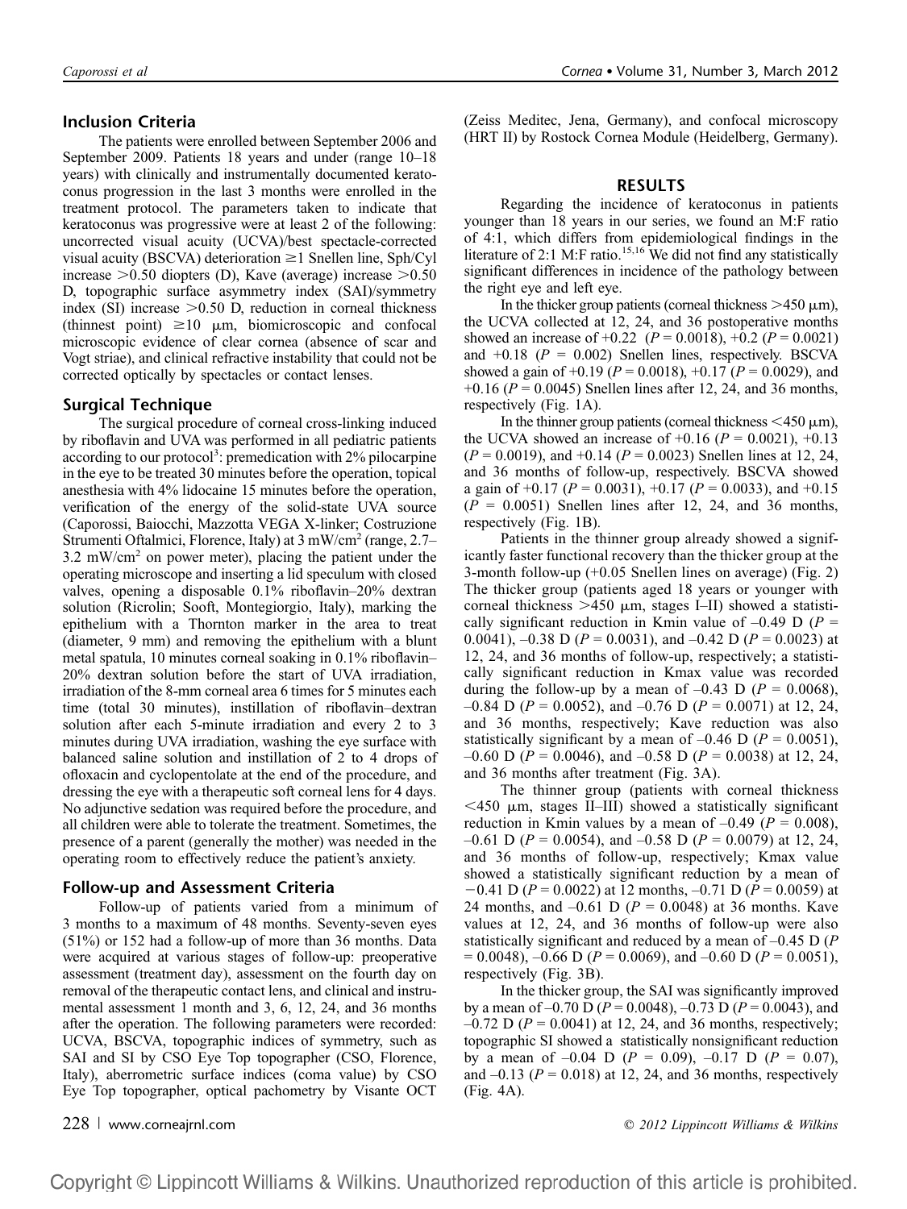## Inclusion Criteria

The patients were enrolled between September 2006 and September 2009. Patients 18 years and under (range 10–18 years) with clinically and instrumentally documented keratoconus progression in the last 3 months were enrolled in the treatment protocol. The parameters taken to indicate that keratoconus was progressive were at least 2 of the following: uncorrected visual acuity (UCVA)/best spectacle-corrected visual acuity (BSCVA) deterioration ≥1 Snellen line, Sph/Cyl increase >0.50 diopters (D), Kave (average) increase >0.50 D, topographic surface asymmetry index (SAI)/symmetry index (SI) increase >0.50 D, reduction in corneal thickness (thinnest point) ≥10 μm, biomicroscopic and confocal microscopic evidence of clear cornea (absence of scar and Vogt striae), and clinical refractive instability that could not be corrected optically by spectacles or contact lenses.

## Surgical Technique

The surgical procedure of corneal cross-linking induced by riboflavin and UVA was performed in all pediatric patients according to our protocol[3]: premedication with 2% pilocarpine in the eye to be treated 30 minutes before the operation, topical anesthesia with 4% lidocaine 15 minutes before the operation, verification of the energy of the solid-state UVA source (Caporossi, Baiocchi, Mazzotta VEGA X-linker; Costruzione Strumenti Oftalmici, Florence, Italy) at 3 mW/cm$^2$ (range, 2.7–3.2 mW/cm$^2$ on power meter), placing the patient under the operating microscope and inserting a lid speculum with closed valves, opening a disposable 0.1% riboflavin–20% dextran solution (Ricrolin; Sooft, Montegiorgio, Italy), marking the epithelium with a Thornton marker in the area to treat (diameter, 9 mm) and removing the epithelium with a blunt metal spatula, 10 minutes corneal soaking in 0.1% riboflavin–20% dextran solution before the start of UVA irradiation, irradiation of the 8-mm corneal area 6 times for 5 minutes each time (total 30 minutes), instillation of riboflavin–dextran solution after each 5-minute irradiation and every 2 to 3 minutes during UVA irradiation, washing the eye surface with balanced saline solution and instillation of 2 to 4 drops of ofloxacin and cyclopentolate at the end of the procedure, and dressing the eye with a therapeutic soft corneal lens for 4 days. No adjunctive sedation was required before the procedure, and all children were able to tolerate the treatment. Sometimes, the presence of a parent (generally the mother) was needed in the operating room to effectively reduce the patient's anxiety.

## Follow-up and Assessment Criteria

Follow-up of patients varied from a minimum of 3 months to a maximum of 48 months. Seventy-seven eyes (51%) or 152 had a follow-up of more than 36 months. Data were acquired at various stages of follow-up: preoperative assessment (treatment day), assessment on the fourth day on removal of the therapeutic contact lens, and clinical and instrumental assessment 1 month and 3, 6, 12, 24, and 36 months after the operation. The following parameters were recorded: UCVA, BSCVA, topographic indices of symmetry, such as SAI and SI by CSO Eye Top topographer (CSO, Florence, Italy), aberrometric surface indices (coma value) by CSO Eye Top topographer, optical pachometry by Visante OCT (Zeiss Meditec, Jena, Germany), and confocal microscopy (HRT II) by Rostock Cornea Module (Heidelberg, Germany).

# RESULTS

Regarding the incidence of keratoconus in patients younger than 18 years in our series, we found an M:F ratio of 4:1, which differs from epidemiological findings in the literature of 2:1 M:F ratio.[15,16] We did not find any statistically significant differences in incidence of the pathology between the right eye and left eye.

In the thicker group patients (corneal thickness >450 μm), the UCVA collected at 12, 24, and 36 postoperative months showed an increase of +0.22 ($P = 0.0018$), +0.2 ($P = 0.0021$) and +0.18 ($P = 0.002$) Snellen lines, respectively. BSCVA showed a gain of +0.19 ($P = 0.0018$), +0.17 ($P = 0.0029$), and +0.16 ($P = 0.0045$) Snellen lines after 12, 24, and 36 months, respectively (Fig. 1A).

In the thinner group patients (corneal thickness <450 μm), the UCVA showed an increase of +0.16 ($P = 0.0021$), +0.13 ($P = 0.0019$), and +0.14 ($P = 0.0023$) Snellen lines at 12, 24, and 36 months of follow-up, respectively. BSCVA showed a gain of +0.17 ($P = 0.0031$), +0.17 ($P = 0.0033$), and +0.15 ($P = 0.0051$) Snellen lines after 12, 24, and 36 months, respectively (Fig. 1B).

Patients in the thinner group already showed a significantly faster functional recovery than the thicker group at the 3-month follow-up (+0.05 Snellen lines on average) (Fig. 2) The thicker group (patients aged 18 years or younger with corneal thickness >450 μm, stages I–II) showed a statistically significant reduction in Kmin value of –0.49 D ($P = 0.0041$), –0.38 D ($P = 0.0031$), and –0.42 D ($P = 0.0023$) at 12, 24, and 36 months of follow-up, respectively; a statistically significant reduction in Kmax value was recorded during the follow-up by a mean of –0.43 D ($P = 0.0068$), –0.84 D ($P = 0.0052$), and –0.76 D ($P = 0.0071$) at 12, 24, and 36 months, respectively; Kave reduction was also statistically significant by a mean of –0.46 D ($P = 0.0051$), –0.60 D ($P = 0.0046$), and –0.58 D ($P = 0.0038$) at 12, 24, and 36 months after treatment (Fig. 3A).

The thinner group (patients with corneal thickness <450 μm, stages II–III) showed a statistically significant reduction in Kmin values by a mean of –0.49 ($P = 0.008$), –0.61 D ($P = 0.0054$), and –0.58 D ($P = 0.0079$) at 12, 24, and 36 months of follow-up, respectively; Kmax value showed a statistically significant reduction by a mean of −0.41 D ($P = 0.0022$) at 12 months, –0.71 D ($P = 0.0059$) at 24 months, and –0.61 D ($P = 0.0048$) at 36 months. Kave values at 12, 24, and 36 months of follow-up were also statistically significant and reduced by a mean of –0.45 D ($P = 0.0048$), –0.66 D ($P = 0.0069$), and –0.60 D ($P = 0.0051$), respectively (Fig. 3B).

In the thicker group, the SAI was significantly improved by a mean of –0.70 D ($P = 0.0048$), –0.73 D ($P = 0.0043$), and –0.72 D ($P = 0.0041$) at 12, 24, and 36 months, respectively; topographic SI showed a statistically nonsignificant reduction by a mean of –0.04 D ($P = 0.09$), –0.17 D ($P = 0.07$), and –0.13 ($P = 0.018$) at 12, 24, and 36 months, respectively (Fig. 4A).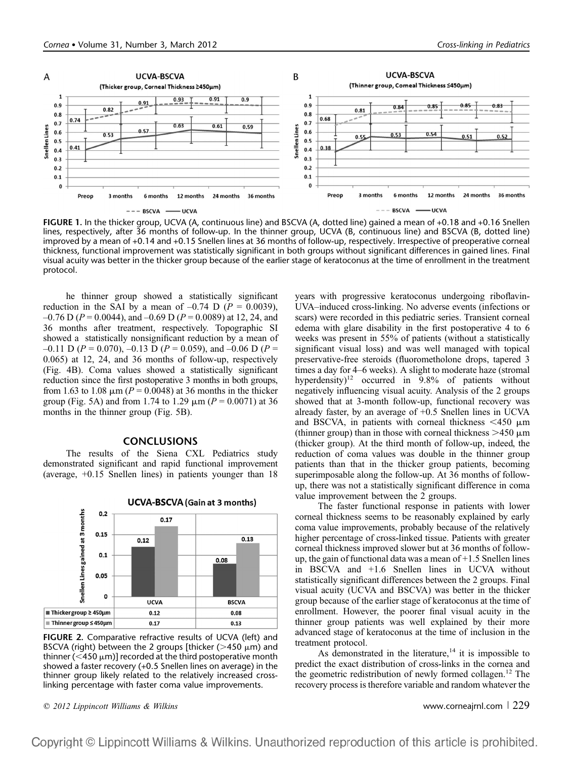**FIGURE 1.** In the thicker group, UCVA (A, continuous line) and BSCVA (A, dotted line) gained a mean of +0.18 and +0.16 Snellen lines, respectively, after 36 months of follow-up. In the thinner group, UCVA (B, continuous line) and BSCVA (B, dotted line) improved by a mean of +0.14 and +0.15 Snellen lines at 36 months of follow-up, respectively. Irrespective of preoperative corneal thickness, functional improvement was statistically significant in both groups without significant differences in gained lines. Final visual acuity was better in the thicker group because of the earlier stage of keratoconus at the time of enrollment in the treatment protocol.

he thinner group showed a statistically significant reduction in the SAI by a mean of –0.74 D ($P$ = 0.0039), –0.76 D ($P$ = 0.0044), and –0.69 D ($P$ = 0.0089) at 12, 24, and 36 months after treatment, respectively. Topographic SI showed a statistically nonsignificant reduction by a mean of –0.11 D ($P$ = 0.070), –0.13 D ($P$ = 0.059), and –0.06 D ($P$ = 0.065) at 12, 24, and 36 months of follow-up, respectively (Fig. 4B). Coma values showed a statistically significant reduction since the first postoperative 3 months in both groups, from 1.63 to 1.08 μm ($P$ = 0.0048) at 36 months in the thicker group (Fig. 5A) and from 1.74 to 1.29 μm ($P$ = 0.0071) at 36 months in the thinner group (Fig. 5B).

## CONCLUSIONS

The results of the Siena CXL Pediatrics study demonstrated significant and rapid functional improvement (average, +0.15 Snellen lines) in patients younger than 18 years with progressive keratoconus undergoing riboflavin-UVA–induced cross-linking. No adverse events (infections or scars) were recorded in this pediatric series. Transient corneal edema with glare disability in the first postoperative 4 to 6 weeks was present in 55% of patients (without a statistically significant visual loss) and was well managed with topical preservative-free steroids (fluorometholone drops, tapered 3 times a day for 4–6 weeks). A slight to moderate haze (stromal hyperdensity)[12] occurred in 9.8% of patients without negatively influencing visual acuity. Analysis of the 2 groups showed that at 3-month follow-up, functional recovery was already faster, by an average of +0.5 Snellen lines in UCVA and BSCVA, in patients with corneal thickness <450 μm (thinner group) than in those with corneal thickness >450 μm (thicker group). At the third month of follow-up, indeed, the reduction of coma values was double in the thinner group patients than that in the thicker group patients, becoming superimposable along the follow-up. At 36 months of follow-up, there was not a statistically significant difference in coma value improvement between the 2 groups.

**FIGURE 2.** Comparative refractive results of UCVA (left) and BSCVA (right) between the 2 groups [thicker (>450 μm) and thinner (<450 μm)] recorded at the third postoperative month showed a faster recovery (+0.5 Snellen lines on average) in the thinner group likely related to the relatively increased cross-linking percentage with faster coma value improvements.

The faster functional response in patients with lower corneal thickness seems to be reasonably explained by early coma value improvements, probably because of the relatively higher percentage of cross-linked tissue. Patients with greater corneal thickness improved slower but at 36 months of follow-up, the gain of functional data was a mean of +1.5 Snellen lines in BSCVA and +1.6 Snellen lines in UCVA without statistically significant differences between the 2 groups. Final visual acuity (UCVA and BSCVA) was better in the thicker group because of the earlier stage of keratoconus at the time of enrollment. However, the poorer final visual acuity in the thinner group patients was well explained by their more advanced stage of keratoconus at the time of inclusion in the treatment protocol.

As demonstrated in the literature,[14] it is impossible to predict the exact distribution of cross-links in the cornea and the geometric redistribution of newly formed collagen.[12] The recovery process is therefore variable and random whatever the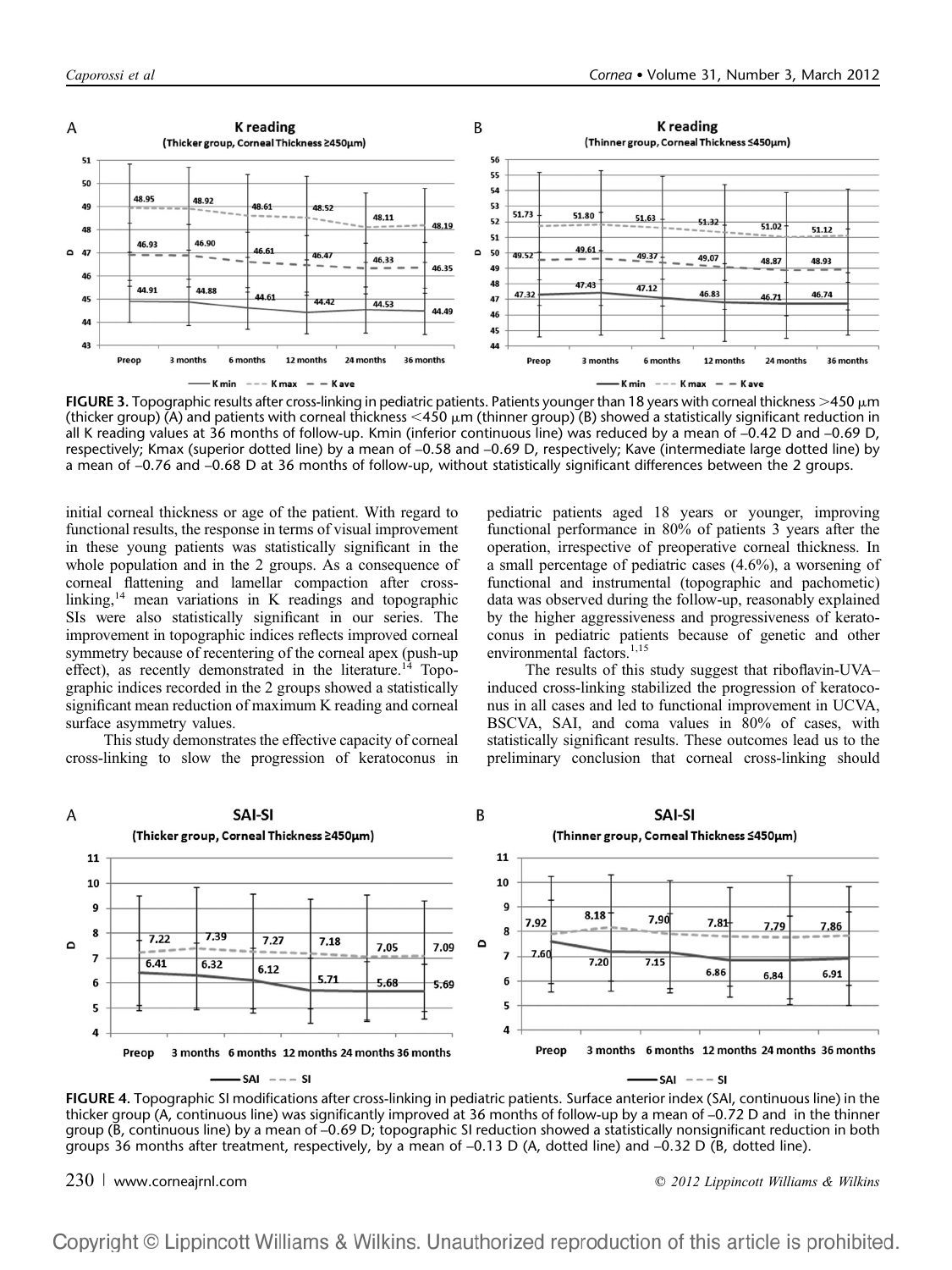FIGURE 3. Topographic results after cross-linking in pediatric patients. Patients younger than 18 years with corneal thickness >450 μm (thicker group) (A) and patients with corneal thickness <450 μm (thinner group) (B) showed a statistically significant reduction in all K reading values at 36 months of follow-up. Kmin (inferior continuous line) was reduced by a mean of –0.42 D and –0.69 D, respectively; Kmax (superior dotted line) by a mean of –0.58 and –0.69 D, respectively; Kave (intermediate large dotted line) by a mean of –0.76 and –0.68 D at 36 months of follow-up, without statistically significant differences between the 2 groups.

initial corneal thickness or age of the patient. With regard to functional results, the response in terms of visual improvement in these young patients was statistically significant in the whole population and in the 2 groups. As a consequence of corneal flattening and lamellar compaction after cross-linking,[14] mean variations in K readings and topographic SIs were also statistically significant in our series. The improvement in topographic indices reflects improved corneal symmetry because of recentering of the corneal apex (push-up effect), as recently demonstrated in the literature.[14] Topographic indices recorded in the 2 groups showed a statistically significant mean reduction of maximum K reading and corneal surface asymmetry values.

This study demonstrates the effective capacity of corneal cross-linking to slow the progression of keratoconus in pediatric patients aged 18 years or younger, improving functional performance in 80% of patients 3 years after the operation, irrespective of preoperative corneal thickness. In a small percentage of pediatric cases (4.6%), a worsening of functional and instrumental (topographic and pachometic) data was observed during the follow-up, reasonably explained by the higher aggressiveness and progressiveness of keratoconus in pediatric patients because of genetic and other environmental factors.[1,15]

The results of this study suggest that riboflavin-UVA–induced cross-linking stabilized the progression of keratoconus in all cases and led to functional improvement in UCVA, BSCVA, SAI, and coma values in 80% of cases, with statistically significant results. These outcomes lead us to the preliminary conclusion that corneal cross-linking should

FIGURE 4. Topographic SI modifications after cross-linking in pediatric patients. Surface anterior index (SAI, continuous line) in the thicker group (A, continuous line) was significantly improved at 36 months of follow-up by a mean of –0.72 D and in the thinner group (B, continuous line) by a mean of –0.69 D; topographic SI reduction showed a statistically nonsignificant reduction in both groups 36 months after treatment, respectively, by a mean of –0.13 D (A, dotted line) and –0.32 D (B, dotted line).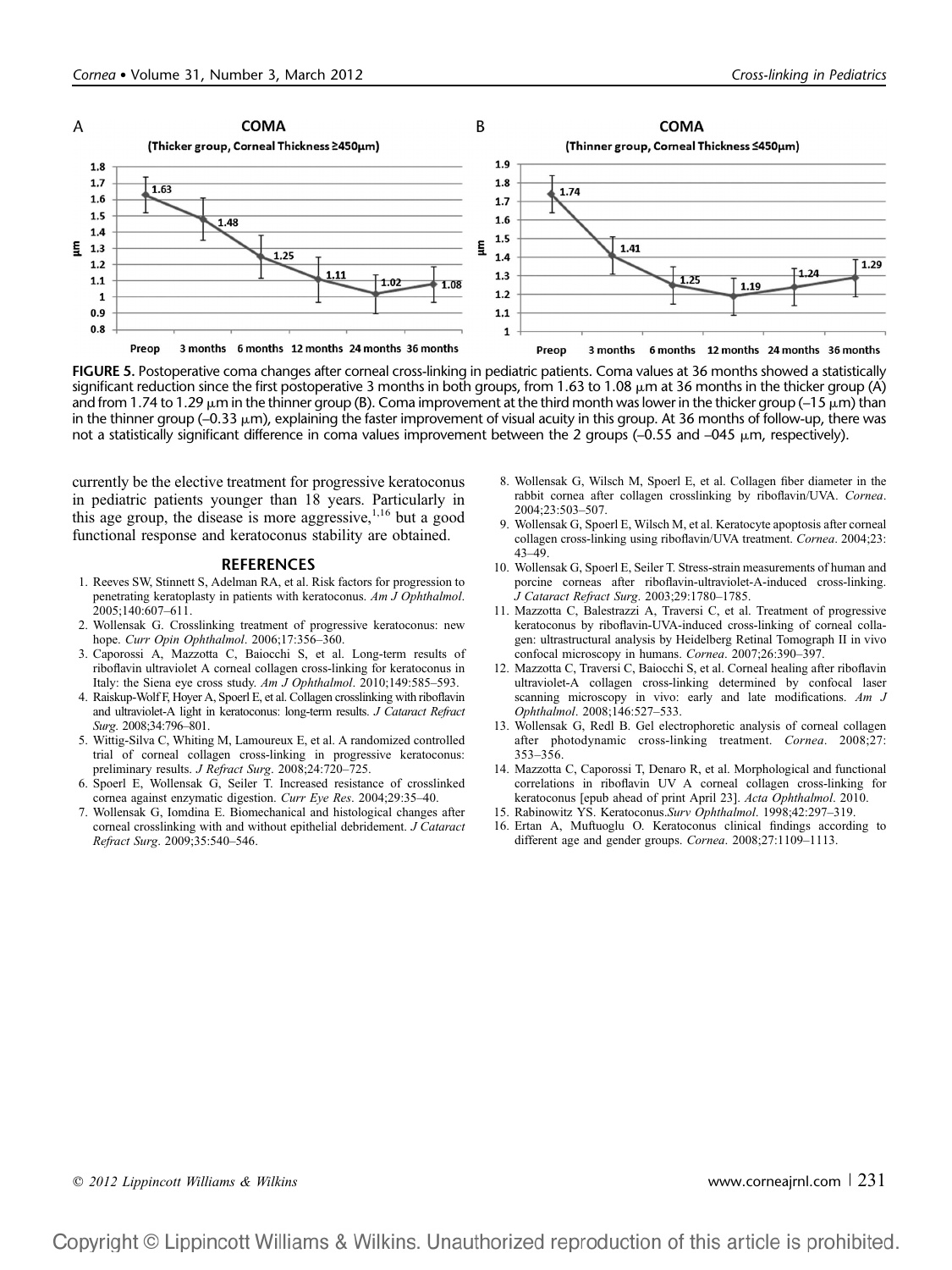A

COMA

(Thicker group, Corneal Thickness ≥450μm)

μm

1.8
1.7
1.6
1.5
1.4
1.3
1.2
1.1
1
0.9
0.8

1.63
1.48
1.25
1.11
1.02
1.08

Preop 3 months 6 months 12 months 24 months 36 months

B

COMA

(Thinner group, Corneal Thickness ≤450μm)

μm

1.9
1.8
1.7
1.6
1.5
1.4
1.3
1.2
1.1
1

1.74
1.41
1.25
1.19
1.24
1.29

Preop 3 months 6 months 12 months 24 months 36 months

**FIGURE 5.** Postoperative coma changes after corneal cross-linking in pediatric patients. Coma values at 36 months showed a statistically significant reduction since the first postoperative 3 months in both groups, from 1.63 to 1.08 μm at 36 months in the thicker group (A) and from 1.74 to 1.29 μm in the thinner group (B). Coma improvement at the third month was lower in the thicker group (–15 μm) than in the thinner group (–0.33 μm), explaining the faster improvement of visual acuity in this group. At 36 months of follow-up, there was not a statistically significant difference in coma values improvement between the 2 groups (–0.55 and –045 μm, respectively).

currently be the elective treatment for progressive keratoconus in pediatric patients younger than 18 years. Particularly in this age group, the disease is more aggressive,[1,16] but a good functional response and keratoconus stability are obtained.

## REFERENCES

1. Reeves SW, Stinnett S, Adelman RA, et al. Risk factors for progression to penetrating keratoplasty in patients with keratoconus. *Am J Ophthalmol*. 2005;140:607–611.
2. Wollensak G. Crosslinking treatment of progressive keratoconus: new hope. *Curr Opin Ophthalmol*. 2006;17:356–360.
3. Caporossi A, Mazzotta C, Baiocchi S, et al. Long-term results of riboflavin ultraviolet A corneal collagen cross-linking for keratoconus in Italy: the Siena eye cross study. *Am J Ophthalmol*. 2010;149:585–593.
4. Raiskup-Wolf F, Hoyer A, Spoerl E, et al. Collagen crosslinking with riboflavin and ultraviolet-A light in keratoconus: long-term results. *J Cataract Refract Surg*. 2008;34:796–801.
5. Wittig-Silva C, Whiting M, Lamoureux E, et al. A randomized controlled trial of corneal collagen cross-linking in progressive keratoconus: preliminary results. *J Refract Surg*. 2008;24:720–725.
6. Spoerl E, Wollensak G, Seiler T. Increased resistance of crosslinked cornea against enzymatic digestion. *Curr Eye Res*. 2004;29:35–40.
7. Wollensak G, Iomdina E. Biomechanical and histological changes after corneal crosslinking with and without epithelial debridement. *J Cataract Refract Surg*. 2009;35:540–546.
8. Wollensak G, Wilsch M, Spoerl E, et al. Collagen fiber diameter in the rabbit cornea after collagen crosslinking by riboflavin/UVA. *Cornea*. 2004;23:503–507.
9. Wollensak G, Spoerl E, Wilsch M, et al. Keratocyte apoptosis after corneal collagen cross-linking using riboflavin/UVA treatment. *Cornea*. 2004;23:43–49.
10. Wollensak G, Spoerl E, Seiler T. Stress-strain measurements of human and porcine corneas after riboflavin-ultraviolet-A-induced cross-linking. *J Cataract Refract Surg*. 2003;29:1780–1785.
11. Mazzotta C, Balestrazzi A, Traversi C, et al. Treatment of progressive keratoconus by riboflavin-UVA-induced cross-linking of corneal collagen: ultrastructural analysis by Heidelberg Retinal Tomograph II in vivo confocal microscopy in humans. *Cornea*. 2007;26:390–397.
12. Mazzotta C, Traversi C, Baiocchi S, et al. Corneal healing after riboflavin ultraviolet-A collagen cross-linking determined by confocal laser scanning microscopy in vivo: early and late modifications. *Am J Ophthalmol*. 2008;146:527–533.
13. Wollensak G, Redl B. Gel electrophoretic analysis of corneal collagen after photodynamic cross-linking treatment. *Cornea*. 2008;27:353–356.
14. Mazzotta C, Caporossi T, Denaro R, et al. Morphological and functional correlations in riboflavin UV A corneal collagen cross-linking for keratoconus [epub ahead of print April 23]. *Acta Ophthalmol*. 2010.
15. Rabinowitz YS. Keratoconus.*Surv Ophthalmol*. 1998;42:297–319.
16. Ertan A, Muftuoglu O. Keratoconus clinical findings according to different age and gender groups. *Cornea*. 2008;27:1109–1113.